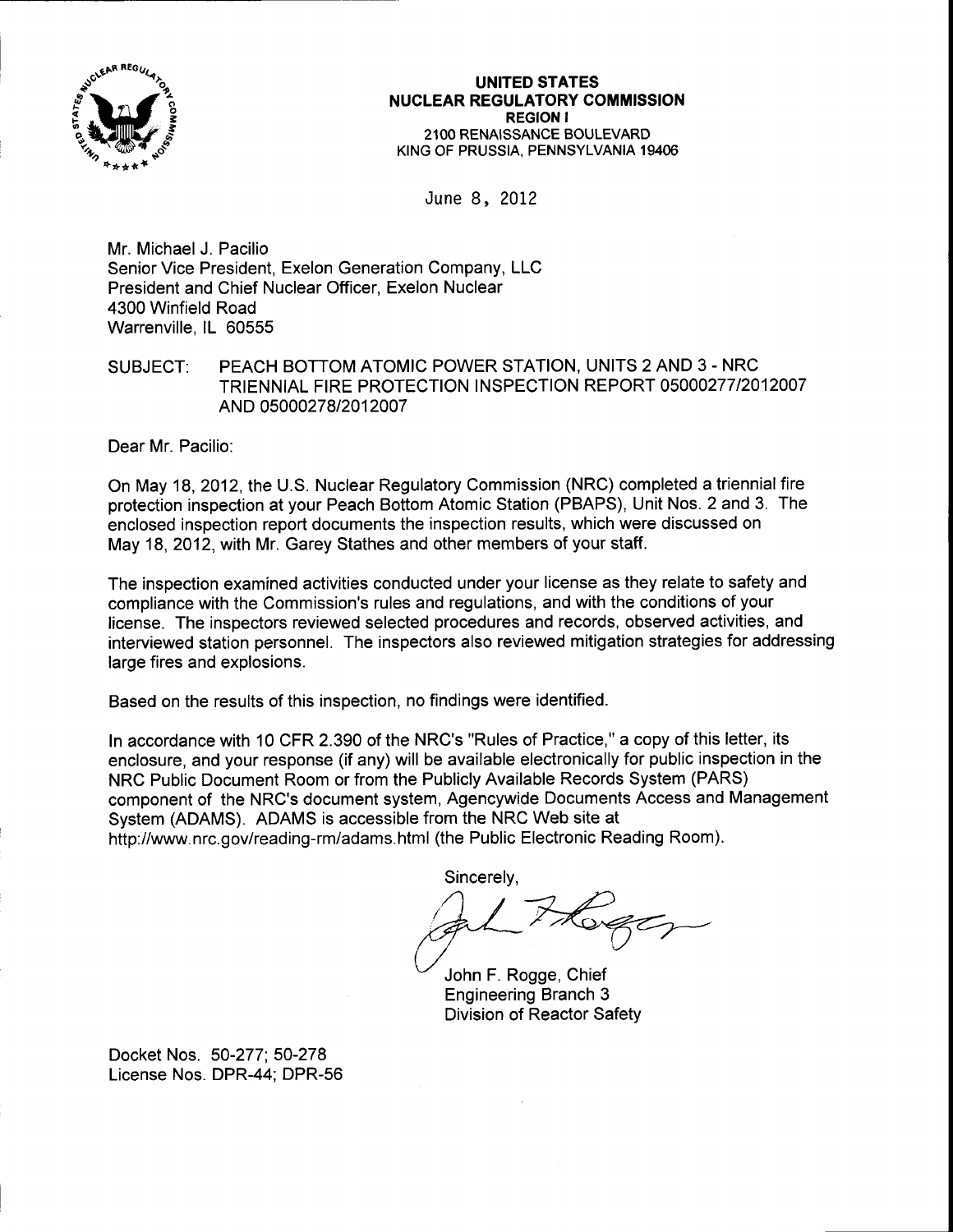**UNITED STATES**
**NUCLEAR REGULATORY COMMISSION**
**REGION I**
2100 RENAISSANCE BOULEVARD
KING OF PRUSSIA, PENNSYLVANIA 19406

June 8, 2012

Mr. Michael J. Pacilio
Senior Vice President, Exelon Generation Company, LLC
President and Chief Nuclear Officer, Exelon Nuclear
4300 Winfield Road
Warrenville, IL 60555

SUBJECT: PEACH BOTTOM ATOMIC POWER STATION, UNITS 2 AND 3 - NRC TRIENNIAL FIRE PROTECTION INSPECTION REPORT 05000277/2012007 AND 05000278/2012007

Dear Mr. Pacilio:

On May 18, 2012, the U.S. Nuclear Regulatory Commission (NRC) completed a triennial fire protection inspection at your Peach Bottom Atomic Station (PBAPS), Unit Nos. 2 and 3. The enclosed inspection report documents the inspection results, which were discussed on May 18, 2012, with Mr. Garey Stathes and other members of your staff.

The inspection examined activities conducted under your license as they relate to safety and compliance with the Commission's rules and regulations, and with the conditions of your license. The inspectors reviewed selected procedures and records, observed activities, and interviewed station personnel. The inspectors also reviewed mitigation strategies for addressing large fires and explosions.

Based on the results of this inspection, no findings were identified.

In accordance with 10 CFR 2.390 of the NRC's "Rules of Practice," a copy of this letter, its enclosure, and your response (if any) will be available electronically for public inspection in the NRC Public Document Room or from the Publicly Available Records System (PARS) component of the NRC's document system, Agencywide Documents Access and Management System (ADAMS). ADAMS is accessible from the NRC Web site at http://www.nrc.gov/reading-rm/adams.html (the Public Electronic Reading Room).

Sincerely,

John F. Rogge, Chief
Engineering Branch 3
Division of Reactor Safety

Docket Nos. 50-277; 50-278
License Nos. DPR-44; DPR-56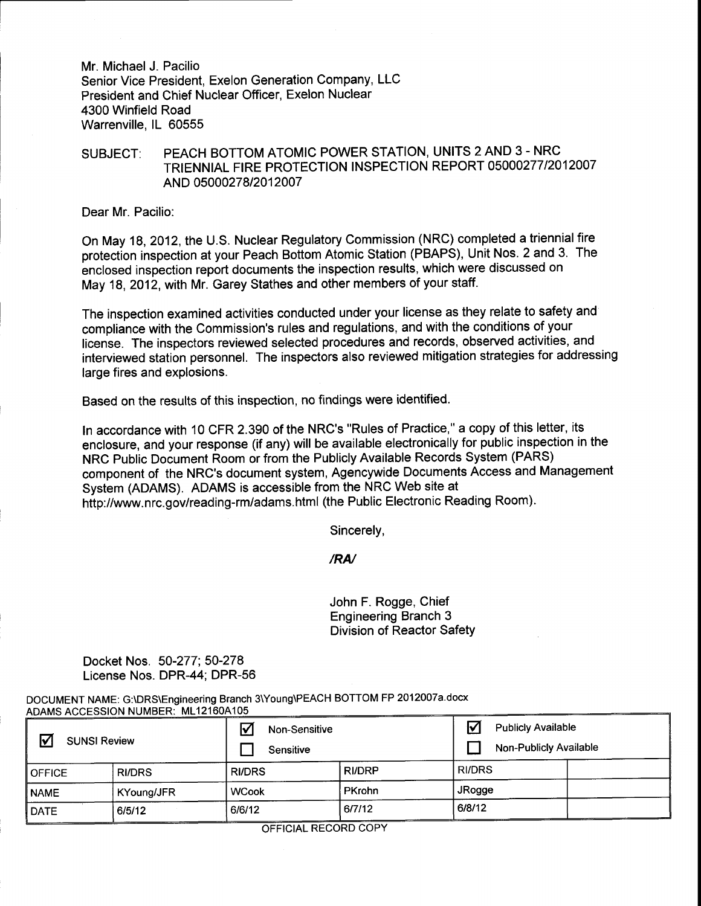Mr. Michael J. Pacilio
Senior Vice President, Exelon Generation Company, LLC
President and Chief Nuclear Officer, Exelon Nuclear
4300 Winfield Road
Warrenville, IL 60555

SUBJECT: PEACH BOTTOM ATOMIC POWER STATION, UNITS 2 AND 3 - NRC TRIENNIAL FIRE PROTECTION INSPECTION REPORT 05000277/2012007 AND 05000278/2012007

Dear Mr. Pacilio:

On May 18, 2012, the U.S. Nuclear Regulatory Commission (NRC) completed a triennial fire protection inspection at your Peach Bottom Atomic Station (PBAPS), Unit Nos. 2 and 3. The enclosed inspection report documents the inspection results, which were discussed on May 18, 2012, with Mr. Garey Stathes and other members of your staff.

The inspection examined activities conducted under your license as they relate to safety and compliance with the Commission's rules and regulations, and with the conditions of your license. The inspectors reviewed selected procedures and records, observed activities, and interviewed station personnel. The inspectors also reviewed mitigation strategies for addressing large fires and explosions.

Based on the results of this inspection, no findings were identified.

In accordance with 10 CFR 2.390 of the NRC's "Rules of Practice," a copy of this letter, its enclosure, and your response (if any) will be available electronically for public inspection in the NRC Public Document Room or from the Publicly Available Records System (PARS) component of the NRC's document system, Agencywide Documents Access and Management System (ADAMS). ADAMS is accessible from the NRC Web site at http://www.nrc.gov/reading-rm/adams.html (the Public Electronic Reading Room).

Sincerely,

*/RA/*

John F. Rogge, Chief
Engineering Branch 3
Division of Reactor Safety

Docket Nos. 50-277; 50-278
License Nos. DPR-44; DPR-56

DOCUMENT NAME: G:\DRS\Engineering Branch 3\Young\PEACH BOTTOM FP 2012007a.docx
ADAMS ACCESSION NUMBER: ML12160A105

| ☑ SUNSI Review | | ☑ Non-Sensitive ☐ Sensitive | | ☑ Publicly Available ☐ Non-Publicly Available | |
|---|---|---|---|---|---|
| OFFICE | RI/DRS | RI/DRS | RI/DRP | RI/DRS | |
| NAME | KYoung/JFR | WCook | PKrohn | JRogge | |
| DATE | 6/5/12 | 6/6/12 | 6/7/12 | 6/8/12 | |

OFFICIAL RECORD COPY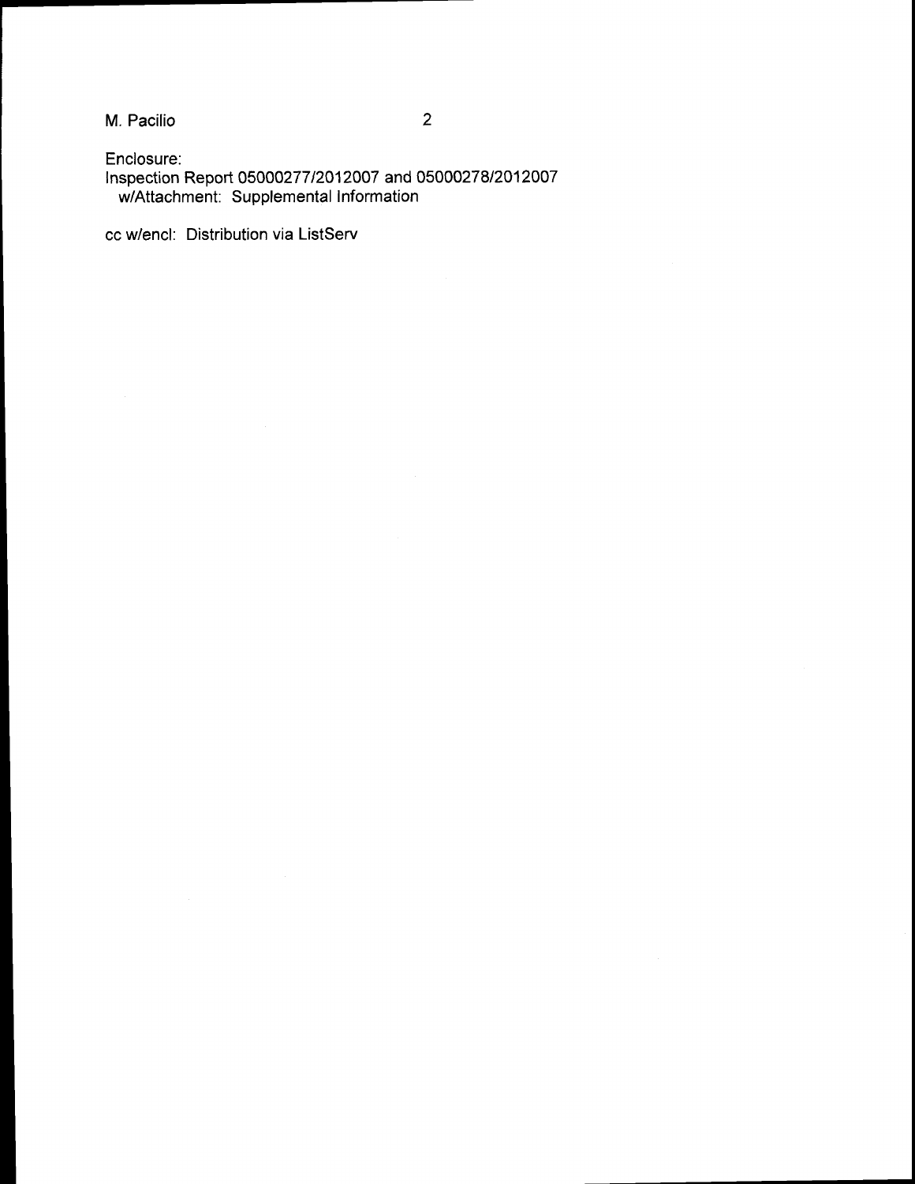Enclosure:
Inspection Report 05000277/2012007 and 05000278/2012007
w/Attachment: Supplemental Information

cc w/encl: Distribution via ListServ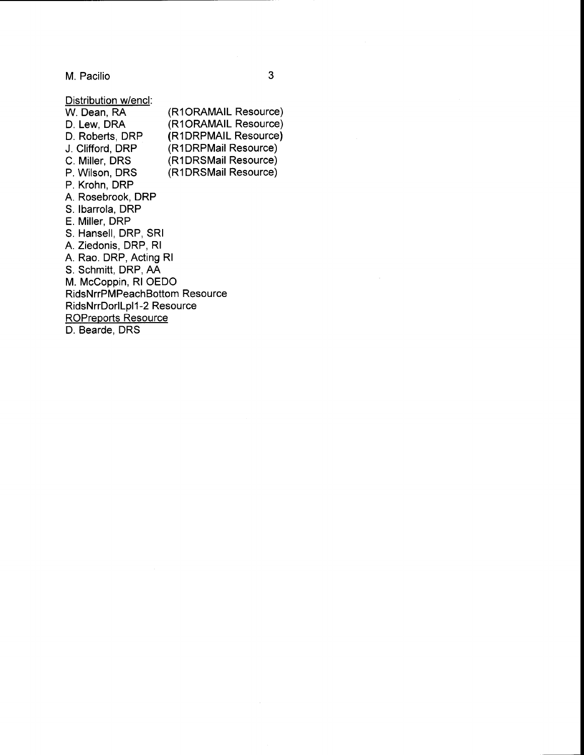M. Pacilio

Distribution w/encl:

| | |
|---|---|
| W. Dean, RA | (R1ORAMAIL Resource) |
| D. Lew, DRA | (R1ORAMAIL Resource) |
| D. Roberts, DRP | (R1DRPMAIL Resource) |
| J. Clifford, DRP | (R1DRPMail Resource) |
| C. Miller, DRS | (R1DRSMail Resource) |
| P. Wilson, DRS | (R1DRSMail Resource) |

P. Krohn, DRP
A. Rosebrook, DRP
S. Ibarrola, DRP
E. Miller, DRP
S. Hansell, DRP, SRI
A. Ziedonis, DRP, RI
A. Rao. DRP, Acting RI
S. Schmitt, DRP, AA
M. McCoppin, RI OEDO
RidsNrrPMPeachBottom Resource
RidsNrrDorlLpl1-2 Resource
ROPreports Resource
D. Bearde, DRS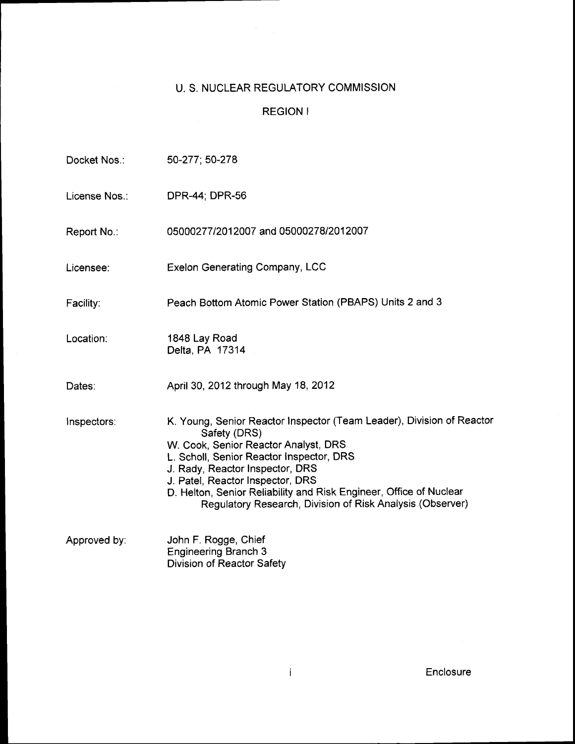# U. S. NUCLEAR REGULATORY COMMISSION

## REGION I

Docket Nos.: 50-277; 50-278

License Nos.: DPR-44; DPR-56

Report No.: 05000277/2012007 and 05000278/2012007

Licensee: Exelon Generating Company, LCC

Facility: Peach Bottom Atomic Power Station (PBAPS) Units 2 and 3

Location: 1848 Lay Road
Delta, PA 17314

Dates: April 30, 2012 through May 18, 2012

Inspectors: K. Young, Senior Reactor Inspector (Team Leader), Division of Reactor Safety (DRS)
W. Cook, Senior Reactor Analyst, DRS
L. Scholl, Senior Reactor Inspector, DRS
J. Rady, Reactor Inspector, DRS
J. Patel, Reactor Inspector, DRS
D. Helton, Senior Reliability and Risk Engineer, Office of Nuclear Regulatory Research, Division of Risk Analysis (Observer)

Approved by: John F. Rogge, Chief
Engineering Branch 3
Division of Reactor Safety

Enclosure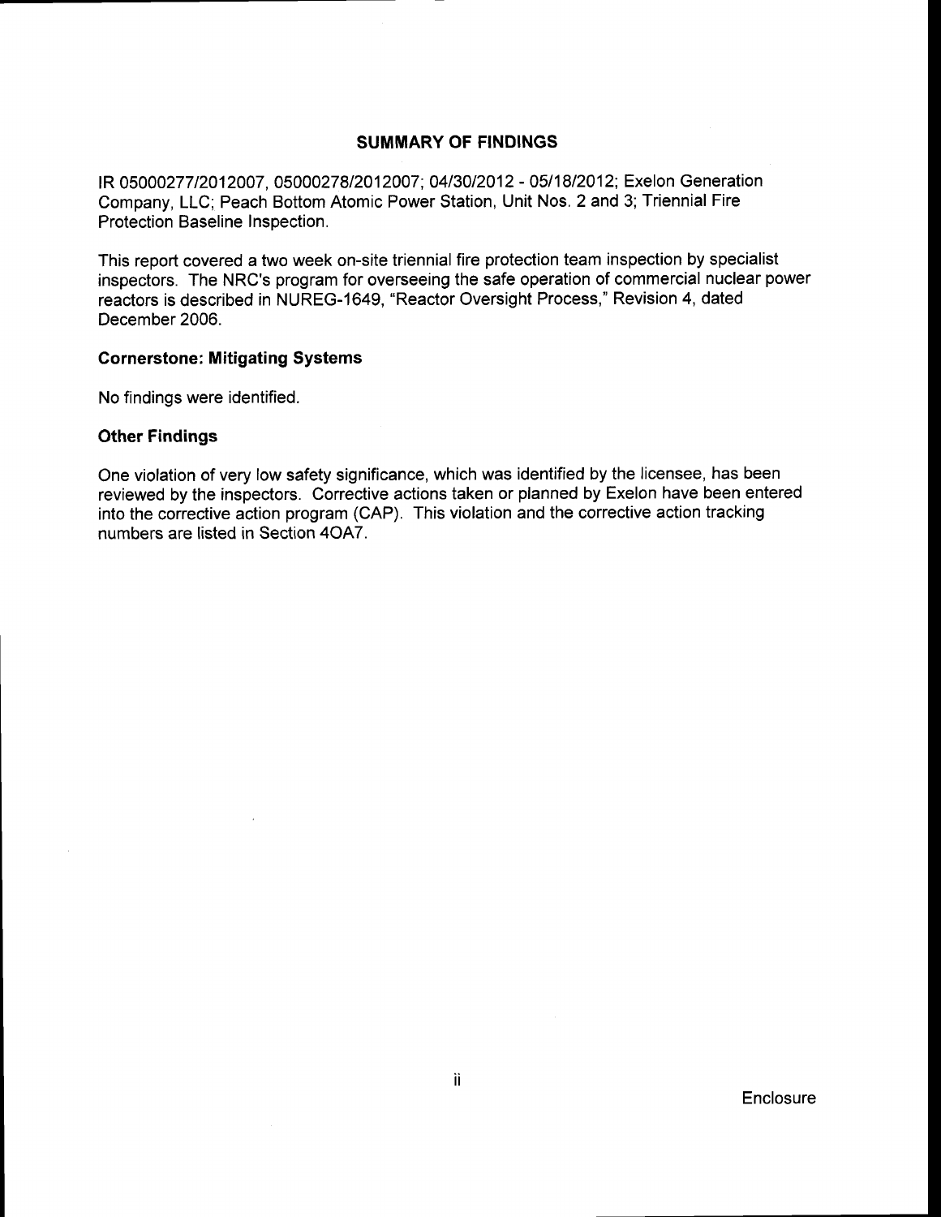## SUMMARY OF FINDINGS

IR 05000277/2012007, 05000278/2012007; 04/30/2012 - 05/18/2012; Exelon Generation Company, LLC; Peach Bottom Atomic Power Station, Unit Nos. 2 and 3; Triennial Fire Protection Baseline Inspection.

This report covered a two week on-site triennial fire protection team inspection by specialist inspectors. The NRC's program for overseeing the safe operation of commercial nuclear power reactors is described in NUREG-1649, "Reactor Oversight Process," Revision 4, dated December 2006.

### Cornerstone: Mitigating Systems

No findings were identified.

### Other Findings

One violation of very low safety significance, which was identified by the licensee, has been reviewed by the inspectors. Corrective actions taken or planned by Exelon have been entered into the corrective action program (CAP). This violation and the corrective action tracking numbers are listed in Section 4OA7.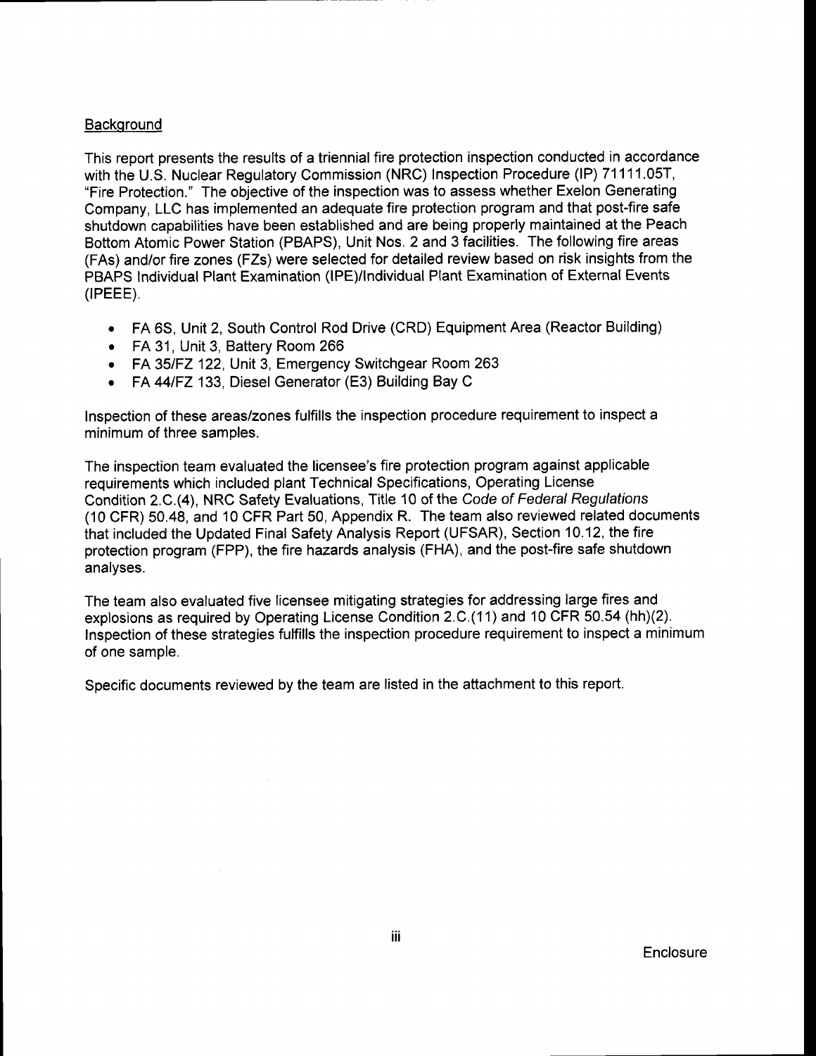Background

This report presents the results of a triennial fire protection inspection conducted in accordance with the U.S. Nuclear Regulatory Commission (NRC) Inspection Procedure (IP) 71111.05T, "Fire Protection." The objective of the inspection was to assess whether Exelon Generating Company, LLC has implemented an adequate fire protection program and that post-fire safe shutdown capabilities have been established and are being properly maintained at the Peach Bottom Atomic Power Station (PBAPS), Unit Nos. 2 and 3 facilities. The following fire areas (FAs) and/or fire zones (FZs) were selected for detailed review based on risk insights from the PBAPS Individual Plant Examination (IPE)/Individual Plant Examination of External Events (IPEEE).

- FA 6S, Unit 2, South Control Rod Drive (CRD) Equipment Area (Reactor Building)
- FA 31, Unit 3, Battery Room 266
- FA 35/FZ 122, Unit 3, Emergency Switchgear Room 263
- FA 44/FZ 133, Diesel Generator (E3) Building Bay C

Inspection of these areas/zones fulfills the inspection procedure requirement to inspect a minimum of three samples.

The inspection team evaluated the licensee's fire protection program against applicable requirements which included plant Technical Specifications, Operating License Condition 2.C.(4), NRC Safety Evaluations, Title 10 of the *Code of Federal Regulations* (10 CFR) 50.48, and 10 CFR Part 50, Appendix R. The team also reviewed related documents that included the Updated Final Safety Analysis Report (UFSAR), Section 10.12, the fire protection program (FPP), the fire hazards analysis (FHA), and the post-fire safe shutdown analyses.

The team also evaluated five licensee mitigating strategies for addressing large fires and explosions as required by Operating License Condition 2.C.(11) and 10 CFR 50.54 (hh)(2). Inspection of these strategies fulfills the inspection procedure requirement to inspect a minimum of one sample.

Specific documents reviewed by the team are listed in the attachment to this report.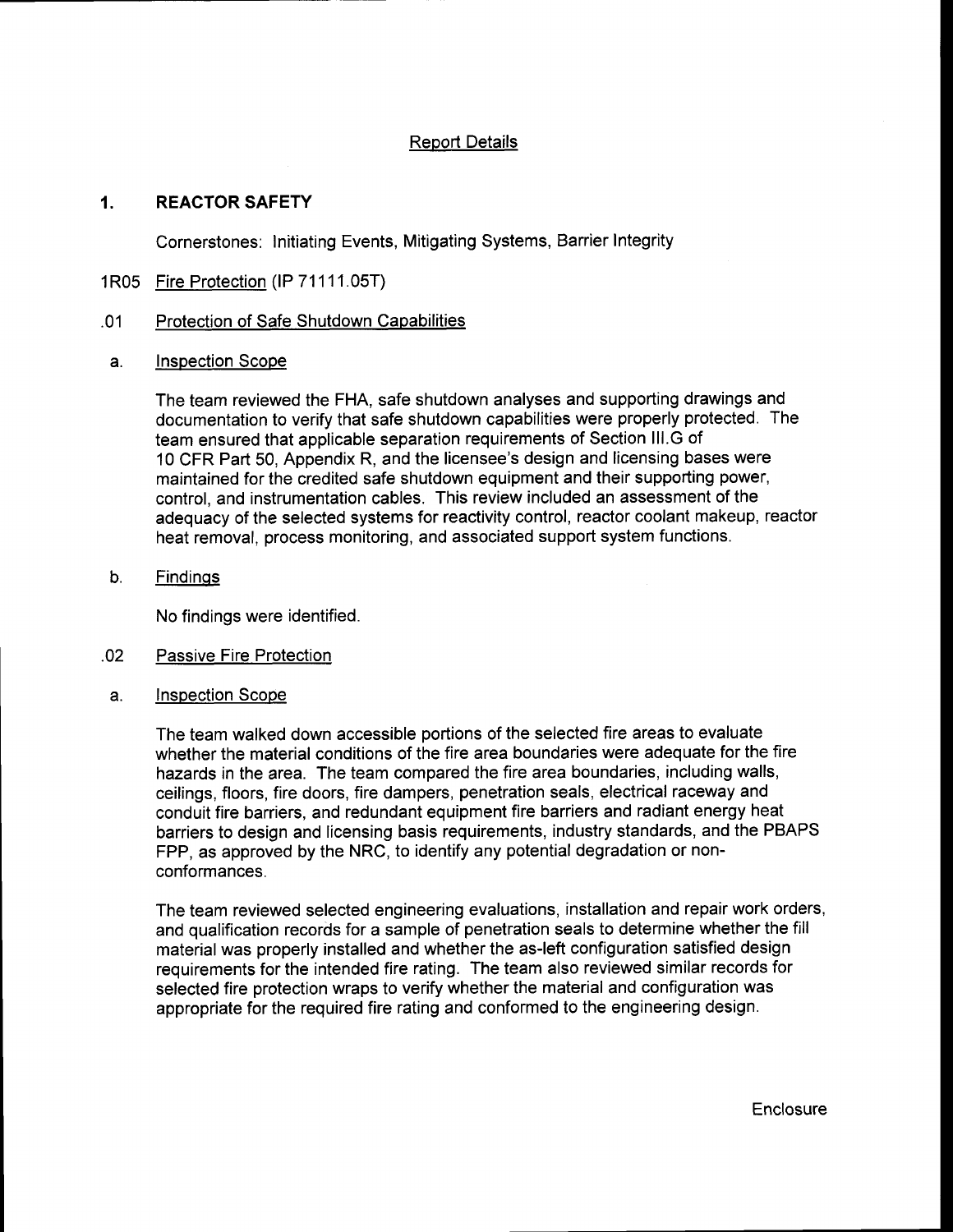## Report Details

# 1. REACTOR SAFETY

Cornerstones: Initiating Events, Mitigating Systems, Barrier Integrity

## 1R05 Fire Protection (IP 71111.05T)

### .01 Protection of Safe Shutdown Capabilities

#### a. Inspection Scope

The team reviewed the FHA, safe shutdown analyses and supporting drawings and documentation to verify that safe shutdown capabilities were properly protected. The team ensured that applicable separation requirements of Section III.G of 10 CFR Part 50, Appendix R, and the licensee's design and licensing bases were maintained for the credited safe shutdown equipment and their supporting power, control, and instrumentation cables. This review included an assessment of the adequacy of the selected systems for reactivity control, reactor coolant makeup, reactor heat removal, process monitoring, and associated support system functions.

#### b. Findings

No findings were identified.

### .02 Passive Fire Protection

#### a. Inspection Scope

The team walked down accessible portions of the selected fire areas to evaluate whether the material conditions of the fire area boundaries were adequate for the fire hazards in the area. The team compared the fire area boundaries, including walls, ceilings, floors, fire doors, fire dampers, penetration seals, electrical raceway and conduit fire barriers, and redundant equipment fire barriers and radiant energy heat barriers to design and licensing basis requirements, industry standards, and the PBAPS FPP, as approved by the NRC, to identify any potential degradation or non-conformances.

The team reviewed selected engineering evaluations, installation and repair work orders, and qualification records for a sample of penetration seals to determine whether the fill material was properly installed and whether the as-left configuration satisfied design requirements for the intended fire rating. The team also reviewed similar records for selected fire protection wraps to verify whether the material and configuration was appropriate for the required fire rating and conformed to the engineering design.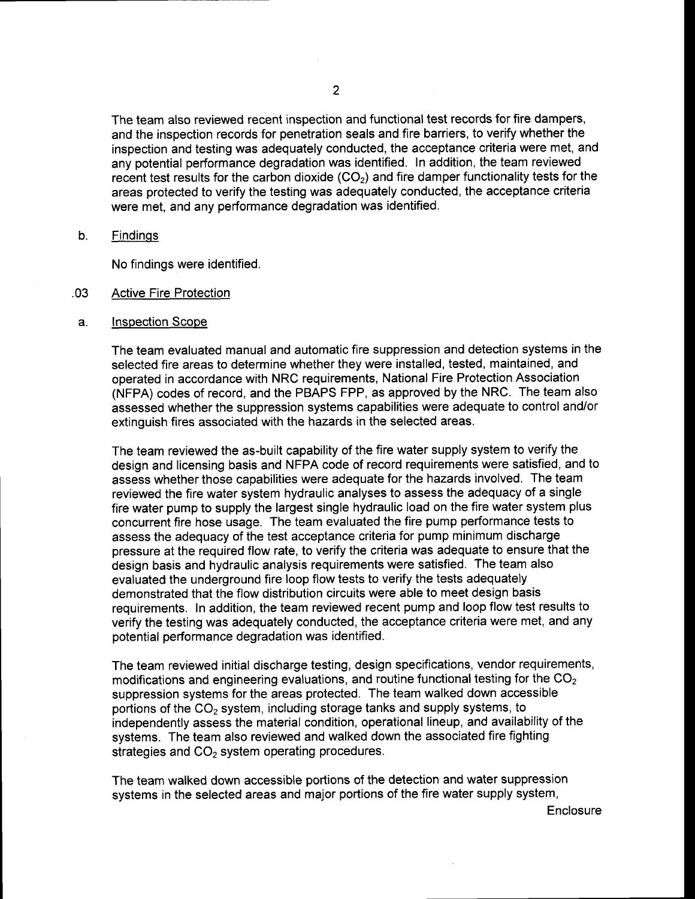The team also reviewed recent inspection and functional test records for fire dampers, and the inspection records for penetration seals and fire barriers, to verify whether the inspection and testing was adequately conducted, the acceptance criteria were met, and any potential performance degradation was identified. In addition, the team reviewed recent test results for the carbon dioxide ($CO_2$) and fire damper functionality tests for the areas protected to verify the testing was adequately conducted, the acceptance criteria were met, and any performance degradation was identified.

b. Findings

No findings were identified.

.03 Active Fire Protection

a. Inspection Scope

The team evaluated manual and automatic fire suppression and detection systems in the selected fire areas to determine whether they were installed, tested, maintained, and operated in accordance with NRC requirements, National Fire Protection Association (NFPA) codes of record, and the PBAPS FPP, as approved by the NRC. The team also assessed whether the suppression systems capabilities were adequate to control and/or extinguish fires associated with the hazards in the selected areas.

The team reviewed the as-built capability of the fire water supply system to verify the design and licensing basis and NFPA code of record requirements were satisfied, and to assess whether those capabilities were adequate for the hazards involved. The team reviewed the fire water system hydraulic analyses to assess the adequacy of a single fire water pump to supply the largest single hydraulic load on the fire water system plus concurrent fire hose usage. The team evaluated the fire pump performance tests to assess the adequacy of the test acceptance criteria for pump minimum discharge pressure at the required flow rate, to verify the criteria was adequate to ensure that the design basis and hydraulic analysis requirements were satisfied. The team also evaluated the underground fire loop flow tests to verify the tests adequately demonstrated that the flow distribution circuits were able to meet design basis requirements. In addition, the team reviewed recent pump and loop flow test results to verify the testing was adequately conducted, the acceptance criteria were met, and any potential performance degradation was identified.

The team reviewed initial discharge testing, design specifications, vendor requirements, modifications and engineering evaluations, and routine functional testing for the $CO_2$ suppression systems for the areas protected. The team walked down accessible portions of the $CO_2$ system, including storage tanks and supply systems, to independently assess the material condition, operational lineup, and availability of the systems. The team also reviewed and walked down the associated fire fighting strategies and $CO_2$ system operating procedures.

The team walked down accessible portions of the detection and water suppression systems in the selected areas and major portions of the fire water supply system,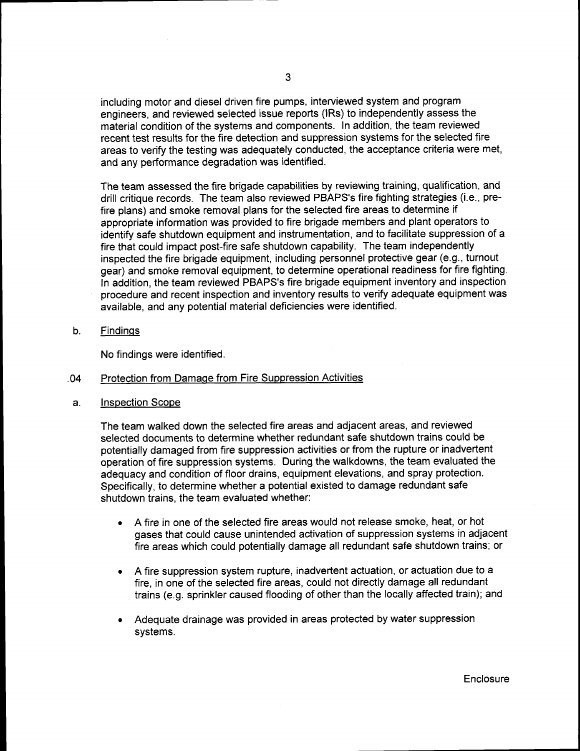including motor and diesel driven fire pumps, interviewed system and program engineers, and reviewed selected issue reports (IRs) to independently assess the material condition of the systems and components. In addition, the team reviewed recent test results for the fire detection and suppression systems for the selected fire areas to verify the testing was adequately conducted, the acceptance criteria were met, and any performance degradation was identified.

The team assessed the fire brigade capabilities by reviewing training, qualification, and drill critique records. The team also reviewed PBAPS's fire fighting strategies (i.e., pre-fire plans) and smoke removal plans for the selected fire areas to determine if appropriate information was provided to fire brigade members and plant operators to identify safe shutdown equipment and instrumentation, and to facilitate suppression of a fire that could impact post-fire safe shutdown capability. The team independently inspected the fire brigade equipment, including personnel protective gear (e.g., turnout gear) and smoke removal equipment, to determine operational readiness for fire fighting. In addition, the team reviewed PBAPS's fire brigade equipment inventory and inspection procedure and recent inspection and inventory results to verify adequate equipment was available, and any potential material deficiencies were identified.

b. Findings

No findings were identified.

.04 Protection from Damage from Fire Suppression Activities

a. Inspection Scope

The team walked down the selected fire areas and adjacent areas, and reviewed selected documents to determine whether redundant safe shutdown trains could be potentially damaged from fire suppression activities or from the rupture or inadvertent operation of fire suppression systems. During the walkdowns, the team evaluated the adequacy and condition of floor drains, equipment elevations, and spray protection. Specifically, to determine whether a potential existed to damage redundant safe shutdown trains, the team evaluated whether:

- A fire in one of the selected fire areas would not release smoke, heat, or hot gases that could cause unintended activation of suppression systems in adjacent fire areas which could potentially damage all redundant safe shutdown trains; or
- A fire suppression system rupture, inadvertent actuation, or actuation due to a fire, in one of the selected fire areas, could not directly damage all redundant trains (e.g. sprinkler caused flooding of other than the locally affected train); and
- Adequate drainage was provided in areas protected by water suppression systems.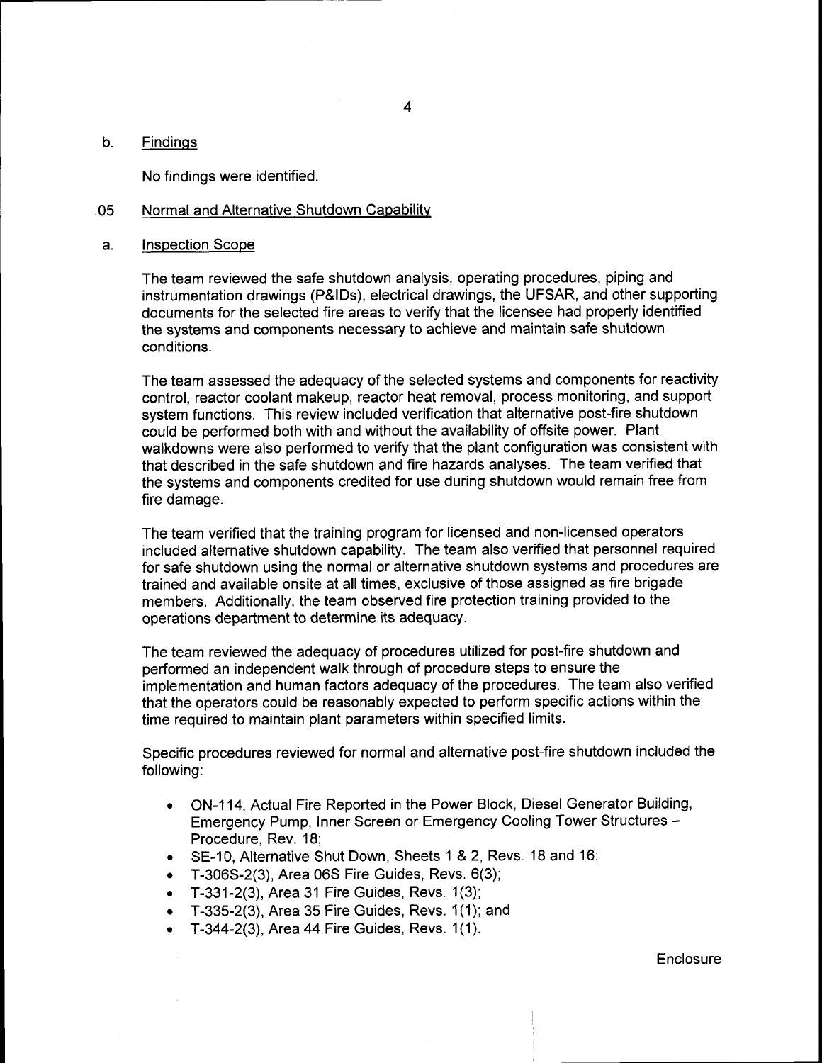b. Findings

No findings were identified.

.05 Normal and Alternative Shutdown Capability

a. Inspection Scope

The team reviewed the safe shutdown analysis, operating procedures, piping and instrumentation drawings (P&IDs), electrical drawings, the UFSAR, and other supporting documents for the selected fire areas to verify that the licensee had properly identified the systems and components necessary to achieve and maintain safe shutdown conditions.

The team assessed the adequacy of the selected systems and components for reactivity control, reactor coolant makeup, reactor heat removal, process monitoring, and support system functions. This review included verification that alternative post-fire shutdown could be performed both with and without the availability of offsite power. Plant walkdowns were also performed to verify that the plant configuration was consistent with that described in the safe shutdown and fire hazards analyses. The team verified that the systems and components credited for use during shutdown would remain free from fire damage.

The team verified that the training program for licensed and non-licensed operators included alternative shutdown capability. The team also verified that personnel required for safe shutdown using the normal or alternative shutdown systems and procedures are trained and available onsite at all times, exclusive of those assigned as fire brigade members. Additionally, the team observed fire protection training provided to the operations department to determine its adequacy.

The team reviewed the adequacy of procedures utilized for post-fire shutdown and performed an independent walk through of procedure steps to ensure the implementation and human factors adequacy of the procedures. The team also verified that the operators could be reasonably expected to perform specific actions within the time required to maintain plant parameters within specified limits.

Specific procedures reviewed for normal and alternative post-fire shutdown included the following:

- ON-114, Actual Fire Reported in the Power Block, Diesel Generator Building, Emergency Pump, Inner Screen or Emergency Cooling Tower Structures – Procedure, Rev. 18;
- SE-10, Alternative Shut Down, Sheets 1 & 2, Revs. 18 and 16;
- T-306S-2(3), Area 06S Fire Guides, Revs. 6(3);
- T-331-2(3), Area 31 Fire Guides, Revs. 1(3);
- T-335-2(3), Area 35 Fire Guides, Revs. 1(1); and
- T-344-2(3), Area 44 Fire Guides, Revs. 1(1).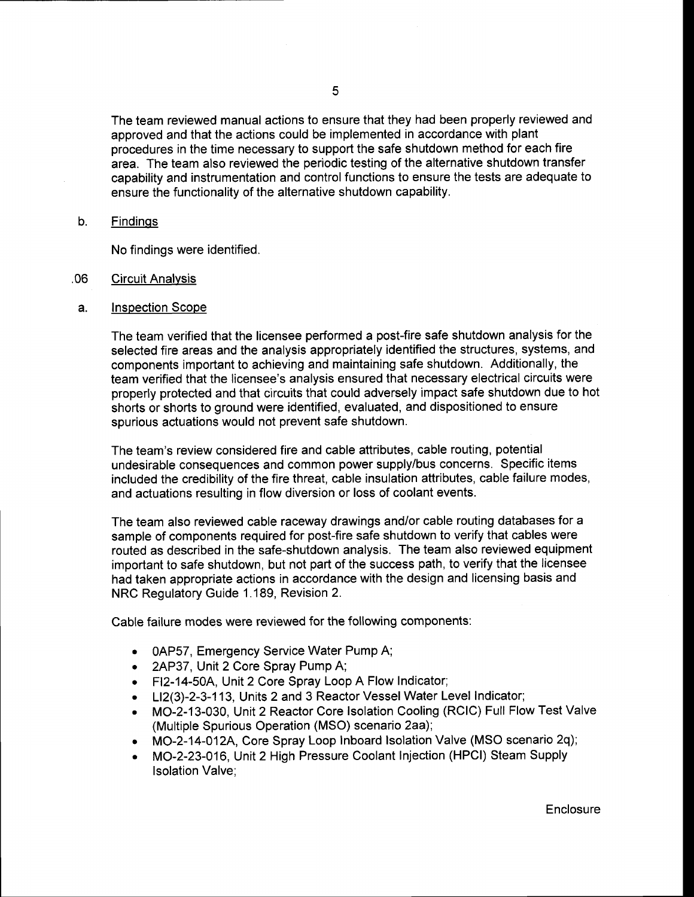The team reviewed manual actions to ensure that they had been properly reviewed and approved and that the actions could be implemented in accordance with plant procedures in the time necessary to support the safe shutdown method for each fire area. The team also reviewed the periodic testing of the alternative shutdown transfer capability and instrumentation and control functions to ensure the tests are adequate to ensure the functionality of the alternative shutdown capability.

b. Findings

No findings were identified.

.06 Circuit Analysis

a. Inspection Scope

The team verified that the licensee performed a post-fire safe shutdown analysis for the selected fire areas and the analysis appropriately identified the structures, systems, and components important to achieving and maintaining safe shutdown. Additionally, the team verified that the licensee's analysis ensured that necessary electrical circuits were properly protected and that circuits that could adversely impact safe shutdown due to hot shorts or shorts to ground were identified, evaluated, and dispositioned to ensure spurious actuations would not prevent safe shutdown.

The team's review considered fire and cable attributes, cable routing, potential undesirable consequences and common power supply/bus concerns. Specific items included the credibility of the fire threat, cable insulation attributes, cable failure modes, and actuations resulting in flow diversion or loss of coolant events.

The team also reviewed cable raceway drawings and/or cable routing databases for a sample of components required for post-fire safe shutdown to verify that cables were routed as described in the safe-shutdown analysis. The team also reviewed equipment important to safe shutdown, but not part of the success path, to verify that the licensee had taken appropriate actions in accordance with the design and licensing basis and NRC Regulatory Guide 1.189, Revision 2.

Cable failure modes were reviewed for the following components:

- 0AP57, Emergency Service Water Pump A;
- 2AP37, Unit 2 Core Spray Pump A;
- FI2-14-50A, Unit 2 Core Spray Loop A Flow Indicator;
- LI2(3)-2-3-113, Units 2 and 3 Reactor Vessel Water Level Indicator;
- MO-2-13-030, Unit 2 Reactor Core Isolation Cooling (RCIC) Full Flow Test Valve (Multiple Spurious Operation (MSO) scenario 2aa);
- MO-2-14-012A, Core Spray Loop Inboard Isolation Valve (MSO scenario 2q);
- MO-2-23-016, Unit 2 High Pressure Coolant Injection (HPCI) Steam Supply Isolation Valve;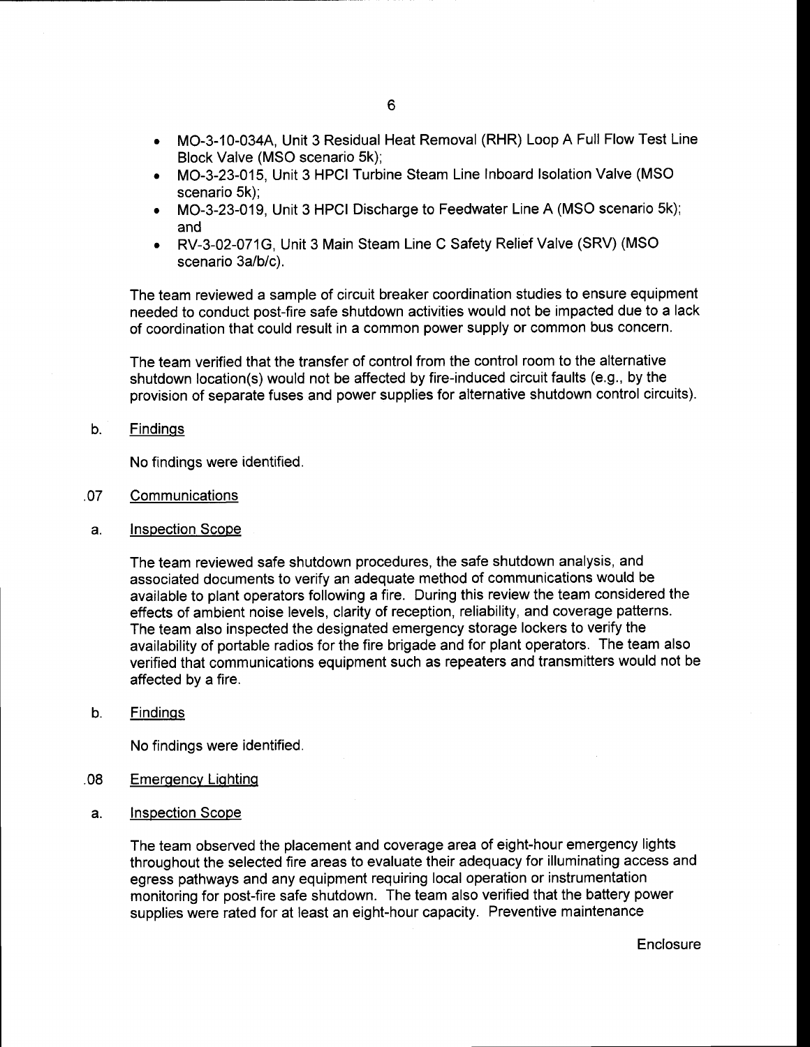- MO-3-10-034A, Unit 3 Residual Heat Removal (RHR) Loop A Full Flow Test Line Block Valve (MSO scenario 5k);
- MO-3-23-015, Unit 3 HPCI Turbine Steam Line Inboard Isolation Valve (MSO scenario 5k);
- MO-3-23-019, Unit 3 HPCI Discharge to Feedwater Line A (MSO scenario 5k); and
- RV-3-02-071G, Unit 3 Main Steam Line C Safety Relief Valve (SRV) (MSO scenario 3a/b/c).

The team reviewed a sample of circuit breaker coordination studies to ensure equipment needed to conduct post-fire safe shutdown activities would not be impacted due to a lack of coordination that could result in a common power supply or common bus concern.

The team verified that the transfer of control from the control room to the alternative shutdown location(s) would not be affected by fire-induced circuit faults (e.g., by the provision of separate fuses and power supplies for alternative shutdown control circuits).

b. Findings

No findings were identified.

.07 Communications

a. Inspection Scope

The team reviewed safe shutdown procedures, the safe shutdown analysis, and associated documents to verify an adequate method of communications would be available to plant operators following a fire. During this review the team considered the effects of ambient noise levels, clarity of reception, reliability, and coverage patterns. The team also inspected the designated emergency storage lockers to verify the availability of portable radios for the fire brigade and for plant operators. The team also verified that communications equipment such as repeaters and transmitters would not be affected by a fire.

b. Findings

No findings were identified.

.08 Emergency Lighting

a. Inspection Scope

The team observed the placement and coverage area of eight-hour emergency lights throughout the selected fire areas to evaluate their adequacy for illuminating access and egress pathways and any equipment requiring local operation or instrumentation monitoring for post-fire safe shutdown. The team also verified that the battery power supplies were rated for at least an eight-hour capacity. Preventive maintenance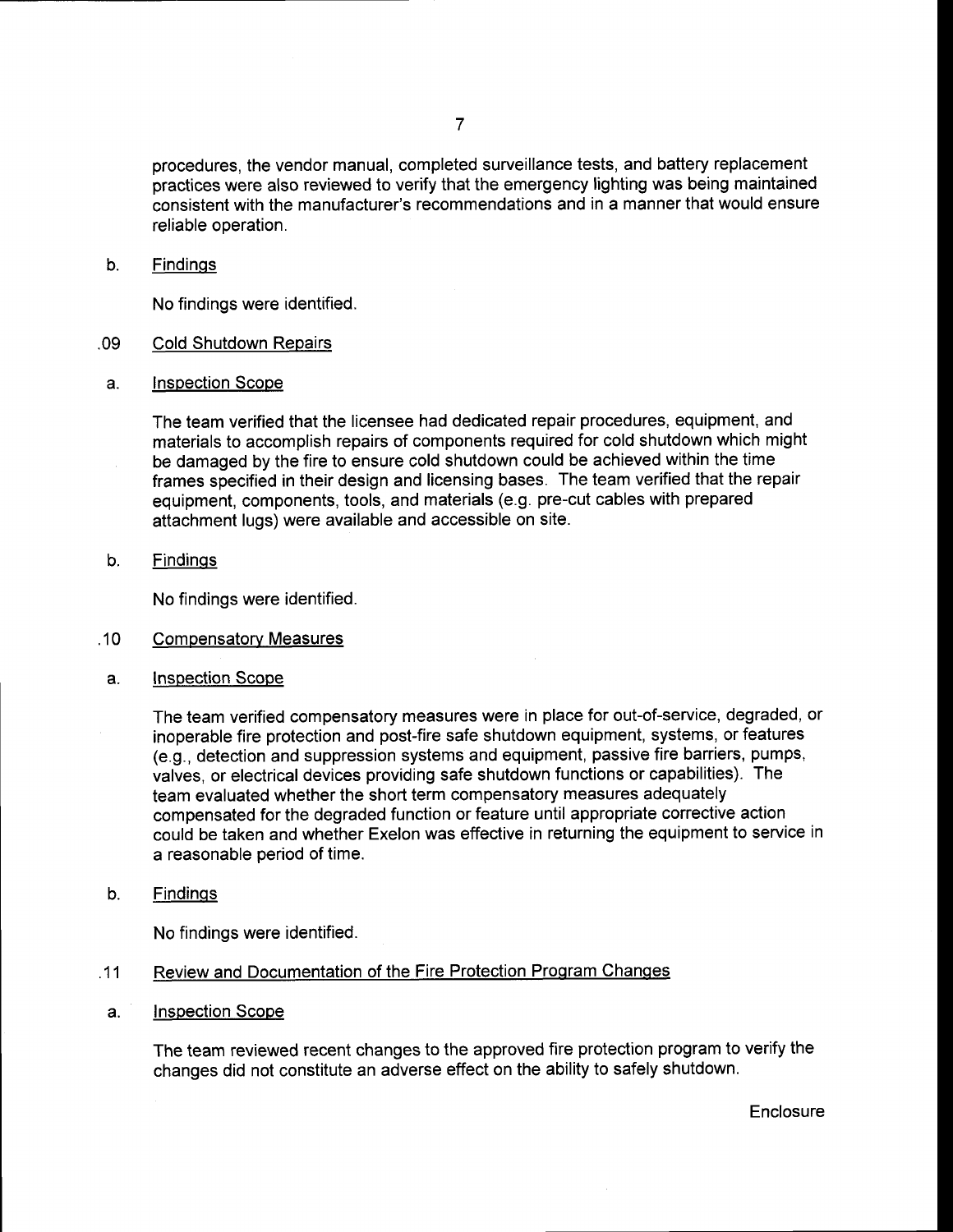procedures, the vendor manual, completed surveillance tests, and battery replacement practices were also reviewed to verify that the emergency lighting was being maintained consistent with the manufacturer's recommendations and in a manner that would ensure reliable operation.

b. Findings

No findings were identified.

.09 Cold Shutdown Repairs

a. Inspection Scope

The team verified that the licensee had dedicated repair procedures, equipment, and materials to accomplish repairs of components required for cold shutdown which might be damaged by the fire to ensure cold shutdown could be achieved within the time frames specified in their design and licensing bases. The team verified that the repair equipment, components, tools, and materials (e.g. pre-cut cables with prepared attachment lugs) were available and accessible on site.

b. Findings

No findings were identified.

.10 Compensatory Measures

a. Inspection Scope

The team verified compensatory measures were in place for out-of-service, degraded, or inoperable fire protection and post-fire safe shutdown equipment, systems, or features (e.g., detection and suppression systems and equipment, passive fire barriers, pumps, valves, or electrical devices providing safe shutdown functions or capabilities). The team evaluated whether the short term compensatory measures adequately compensated for the degraded function or feature until appropriate corrective action could be taken and whether Exelon was effective in returning the equipment to service in a reasonable period of time.

b. Findings

No findings were identified.

.11 Review and Documentation of the Fire Protection Program Changes

a. Inspection Scope

The team reviewed recent changes to the approved fire protection program to verify the changes did not constitute an adverse effect on the ability to safely shutdown.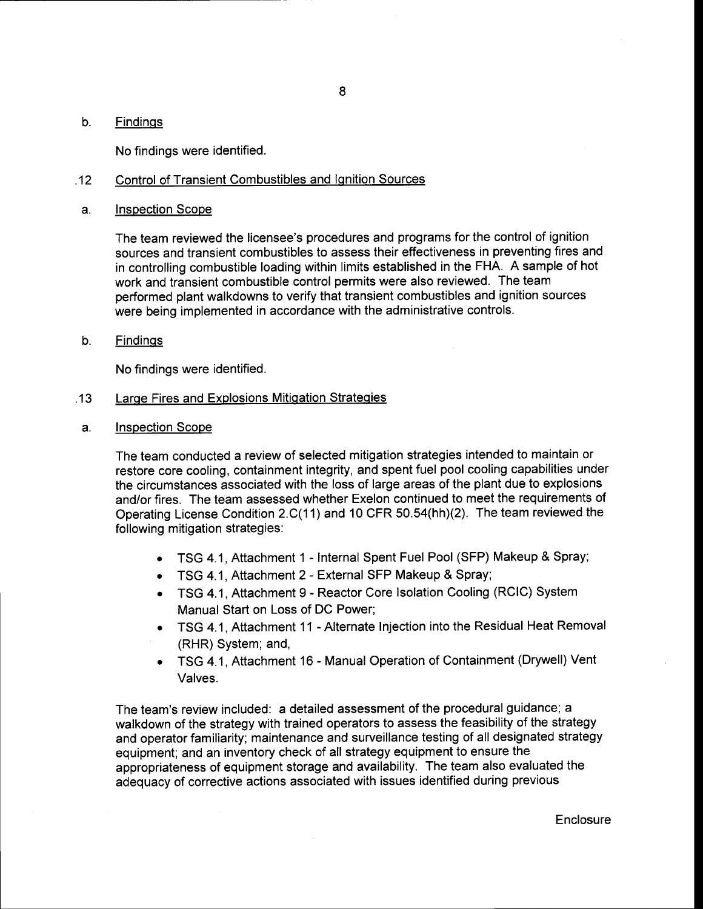b. Findings

No findings were identified.

.12 Control of Transient Combustibles and Ignition Sources

a. Inspection Scope

The team reviewed the licensee's procedures and programs for the control of ignition sources and transient combustibles to assess their effectiveness in preventing fires and in controlling combustible loading within limits established in the FHA. A sample of hot work and transient combustible control permits were also reviewed. The team performed plant walkdowns to verify that transient combustibles and ignition sources were being implemented in accordance with the administrative controls.

b. Findings

No findings were identified.

.13 Large Fires and Explosions Mitigation Strategies

a. Inspection Scope

The team conducted a review of selected mitigation strategies intended to maintain or restore core cooling, containment integrity, and spent fuel pool cooling capabilities under the circumstances associated with the loss of large areas of the plant due to explosions and/or fires. The team assessed whether Exelon continued to meet the requirements of Operating License Condition 2.C(11) and 10 CFR 50.54(hh)(2). The team reviewed the following mitigation strategies:

- TSG 4.1, Attachment 1 - Internal Spent Fuel Pool (SFP) Makeup & Spray;
- TSG 4.1, Attachment 2 - External SFP Makeup & Spray;
- TSG 4.1, Attachment 9 - Reactor Core Isolation Cooling (RCIC) System Manual Start on Loss of DC Power;
- TSG 4.1, Attachment 11 - Alternate Injection into the Residual Heat Removal (RHR) System; and,
- TSG 4.1, Attachment 16 - Manual Operation of Containment (Drywell) Vent Valves.

The team's review included: a detailed assessment of the procedural guidance; a walkdown of the strategy with trained operators to assess the feasibility of the strategy and operator familiarity; maintenance and surveillance testing of all designated strategy equipment; and an inventory check of all strategy equipment to ensure the appropriateness of equipment storage and availability. The team also evaluated the adequacy of corrective actions associated with issues identified during previous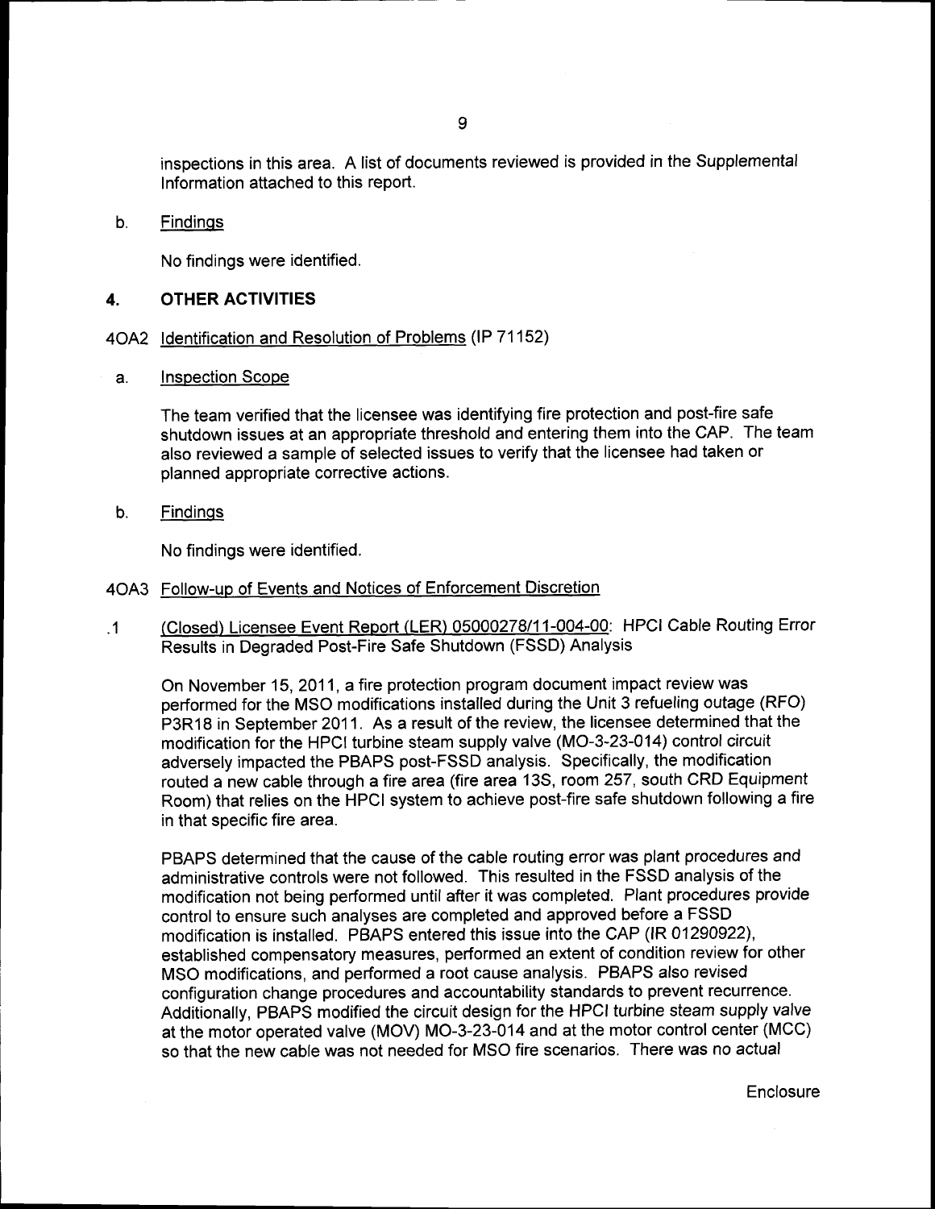inspections in this area. A list of documents reviewed is provided in the Supplemental Information attached to this report.

b. Findings

No findings were identified.

## 4. OTHER ACTIVITIES

### 4OA2 Identification and Resolution of Problems (IP 71152)

a. Inspection Scope

The team verified that the licensee was identifying fire protection and post-fire safe shutdown issues at an appropriate threshold and entering them into the CAP. The team also reviewed a sample of selected issues to verify that the licensee had taken or planned appropriate corrective actions.

b. Findings

No findings were identified.

### 4OA3 Follow-up of Events and Notices of Enforcement Discretion

.1 (Closed) Licensee Event Report (LER) 05000278/11-004-00: HPCI Cable Routing Error Results in Degraded Post-Fire Safe Shutdown (FSSD) Analysis

On November 15, 2011, a fire protection program document impact review was performed for the MSO modifications installed during the Unit 3 refueling outage (RFO) P3R18 in September 2011. As a result of the review, the licensee determined that the modification for the HPCI turbine steam supply valve (MO-3-23-014) control circuit adversely impacted the PBAPS post-FSSD analysis. Specifically, the modification routed a new cable through a fire area (fire area 13S, room 257, south CRD Equipment Room) that relies on the HPCI system to achieve post-fire safe shutdown following a fire in that specific fire area.

PBAPS determined that the cause of the cable routing error was plant procedures and administrative controls were not followed. This resulted in the FSSD analysis of the modification not being performed until after it was completed. Plant procedures provide control to ensure such analyses are completed and approved before a FSSD modification is installed. PBAPS entered this issue into the CAP (IR 01290922), established compensatory measures, performed an extent of condition review for other MSO modifications, and performed a root cause analysis. PBAPS also revised configuration change procedures and accountability standards to prevent recurrence. Additionally, PBAPS modified the circuit design for the HPCI turbine steam supply valve at the motor operated valve (MOV) MO-3-23-014 and at the motor control center (MCC) so that the new cable was not needed for MSO fire scenarios. There was no actual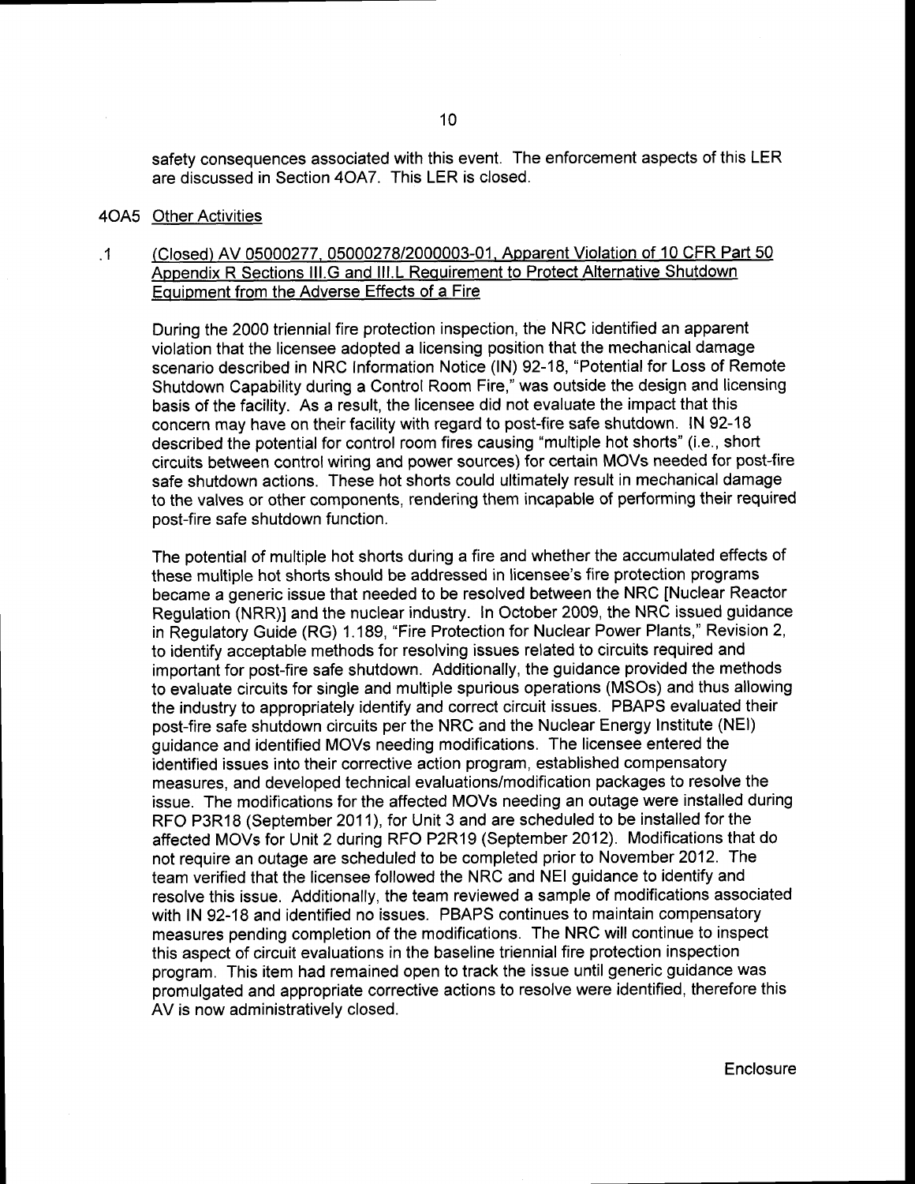safety consequences associated with this event. The enforcement aspects of this LER are discussed in Section 4OA7. This LER is closed.

## 4OA5 Other Activities

### .1 (Closed) AV 05000277, 05000278/2000003-01, Apparent Violation of 10 CFR Part 50 Appendix R Sections III.G and III.L Requirement to Protect Alternative Shutdown Equipment from the Adverse Effects of a Fire

During the 2000 triennial fire protection inspection, the NRC identified an apparent violation that the licensee adopted a licensing position that the mechanical damage scenario described in NRC Information Notice (IN) 92-18, "Potential for Loss of Remote Shutdown Capability during a Control Room Fire," was outside the design and licensing basis of the facility. As a result, the licensee did not evaluate the impact that this concern may have on their facility with regard to post-fire safe shutdown. IN 92-18 described the potential for control room fires causing "multiple hot shorts" (i.e., short circuits between control wiring and power sources) for certain MOVs needed for post-fire safe shutdown actions. These hot shorts could ultimately result in mechanical damage to the valves or other components, rendering them incapable of performing their required post-fire safe shutdown function.

The potential of multiple hot shorts during a fire and whether the accumulated effects of these multiple hot shorts should be addressed in licensee's fire protection programs became a generic issue that needed to be resolved between the NRC [Nuclear Reactor Regulation (NRR)] and the nuclear industry. In October 2009, the NRC issued guidance in Regulatory Guide (RG) 1.189, "Fire Protection for Nuclear Power Plants," Revision 2, to identify acceptable methods for resolving issues related to circuits required and important for post-fire safe shutdown. Additionally, the guidance provided the methods to evaluate circuits for single and multiple spurious operations (MSOs) and thus allowing the industry to appropriately identify and correct circuit issues. PBAPS evaluated their post-fire safe shutdown circuits per the NRC and the Nuclear Energy Institute (NEI) guidance and identified MOVs needing modifications. The licensee entered the identified issues into their corrective action program, established compensatory measures, and developed technical evaluations/modification packages to resolve the issue. The modifications for the affected MOVs needing an outage were installed during RFO P3R18 (September 2011), for Unit 3 and are scheduled to be installed for the affected MOVs for Unit 2 during RFO P2R19 (September 2012). Modifications that do not require an outage are scheduled to be completed prior to November 2012. The team verified that the licensee followed the NRC and NEI guidance to identify and resolve this issue. Additionally, the team reviewed a sample of modifications associated with IN 92-18 and identified no issues. PBAPS continues to maintain compensatory measures pending completion of the modifications. The NRC will continue to inspect this aspect of circuit evaluations in the baseline triennial fire protection inspection program. This item had remained open to track the issue until generic guidance was promulgated and appropriate corrective actions to resolve were identified, therefore this AV is now administratively closed.